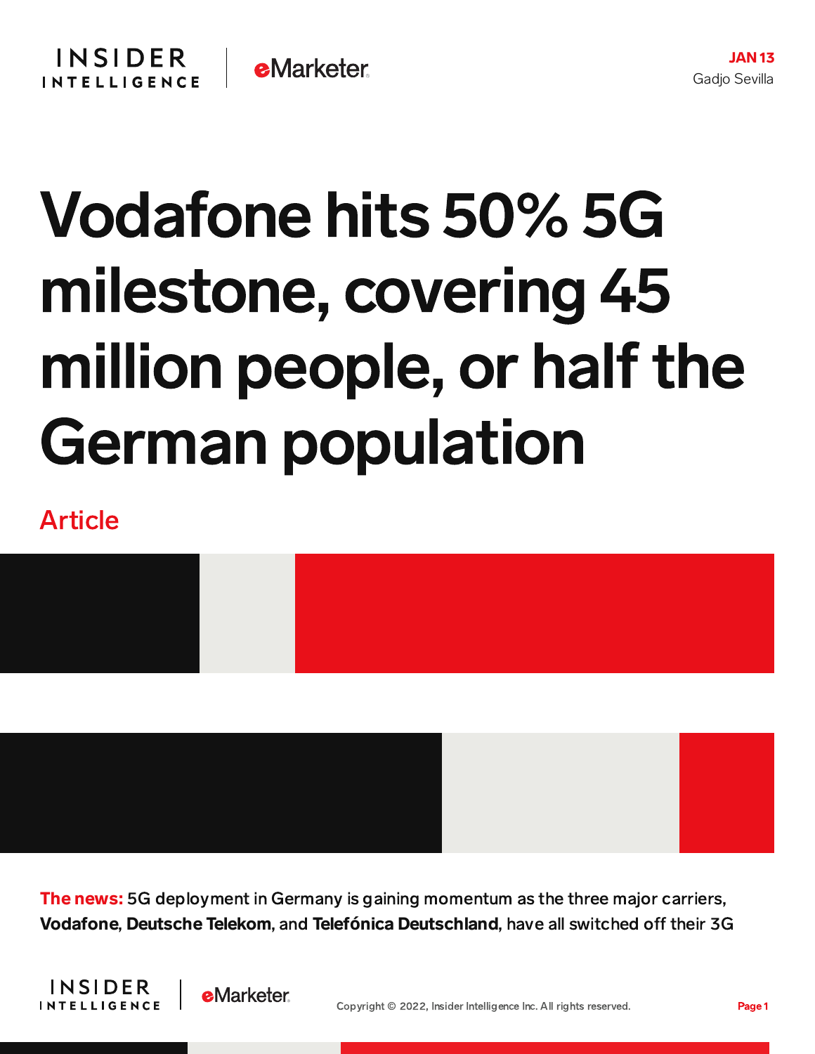JAN 13

Gadjo Sevilla

# Vodafone hits 50% 5G milestone, covering 45 million people, or half the German population

Article

**The news:** 5G deployment in Germany is gaining momentum as the three major carriers, **Vodafone**, **Deutsche Telekom**, and **Telefónica Deutschland**, have all switched off their 3G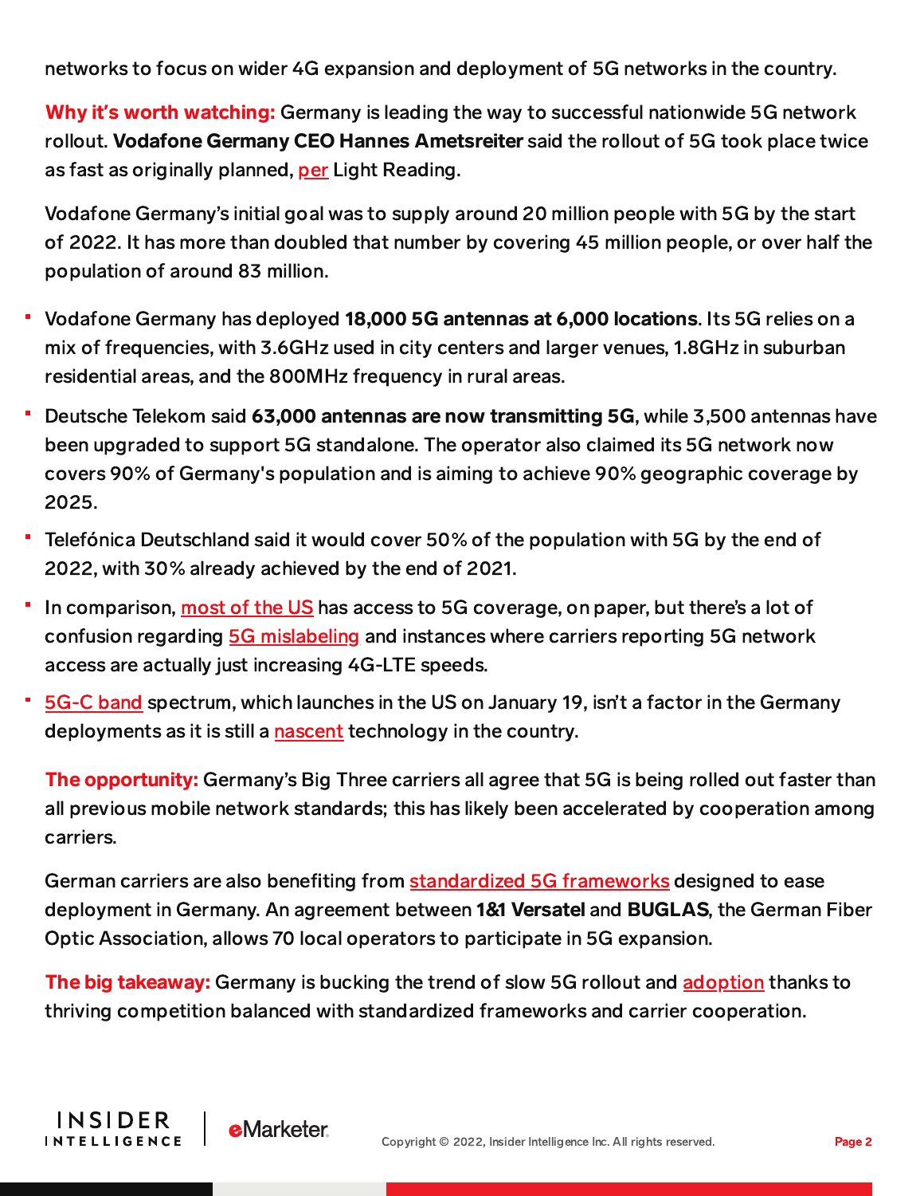networks to focus on wider 4G expansion and deployment of 5G networks in the country.

**Why it's worth watching:** Germany is leading the way to successful nationwide 5G network rollout. **Vodafone Germany CEO Hannes Ametsreiter** said the rollout of 5G took place twice as fast as originally planned, per Light Reading.

Vodafone Germany's initial goal was to supply around 20 million people with 5G by the start of 2022. It has more than doubled that number by covering 45 million people, or over half the population of around 83 million.

- Vodafone Germany has deployed **18,000 5G antennas at 6,000 locations**. Its 5G relies on a mix of frequencies, with 3.6GHz used in city centers and larger venues, 1.8GHz in suburban residential areas, and the 800MHz frequency in rural areas.
- Deutsche Telekom said **63,000 antennas are now transmitting 5G**, while 3,500 antennas have been upgraded to support 5G standalone. The operator also claimed its 5G network now covers 90% of Germany's population and is aiming to achieve 90% geographic coverage by 2025.
- Telefónica Deutschland said it would cover 50% of the population with 5G by the end of 2022, with 30% already achieved by the end of 2021.
- In comparison, most of the US has access to 5G coverage, on paper, but there's a lot of confusion regarding 5G mislabeling and instances where carriers reporting 5G network access are actually just increasing 4G-LTE speeds.
- 5G-C band spectrum, which launches in the US on January 19, isn't a factor in the Germany deployments as it is still a nascent technology in the country.

**The opportunity:** Germany's Big Three carriers all agree that 5G is being rolled out faster than all previous mobile network standards; this has likely been accelerated by cooperation among carriers.

German carriers are also benefiting from standardized 5G frameworks designed to ease deployment in Germany. An agreement between **1&1 Versatel** and **BUGLAS**, the German Fiber Optic Association, allows 70 local operators to participate in 5G expansion.

**The big takeaway:** Germany is bucking the trend of slow 5G rollout and adoption thanks to thriving competition balanced with standardized frameworks and carrier cooperation.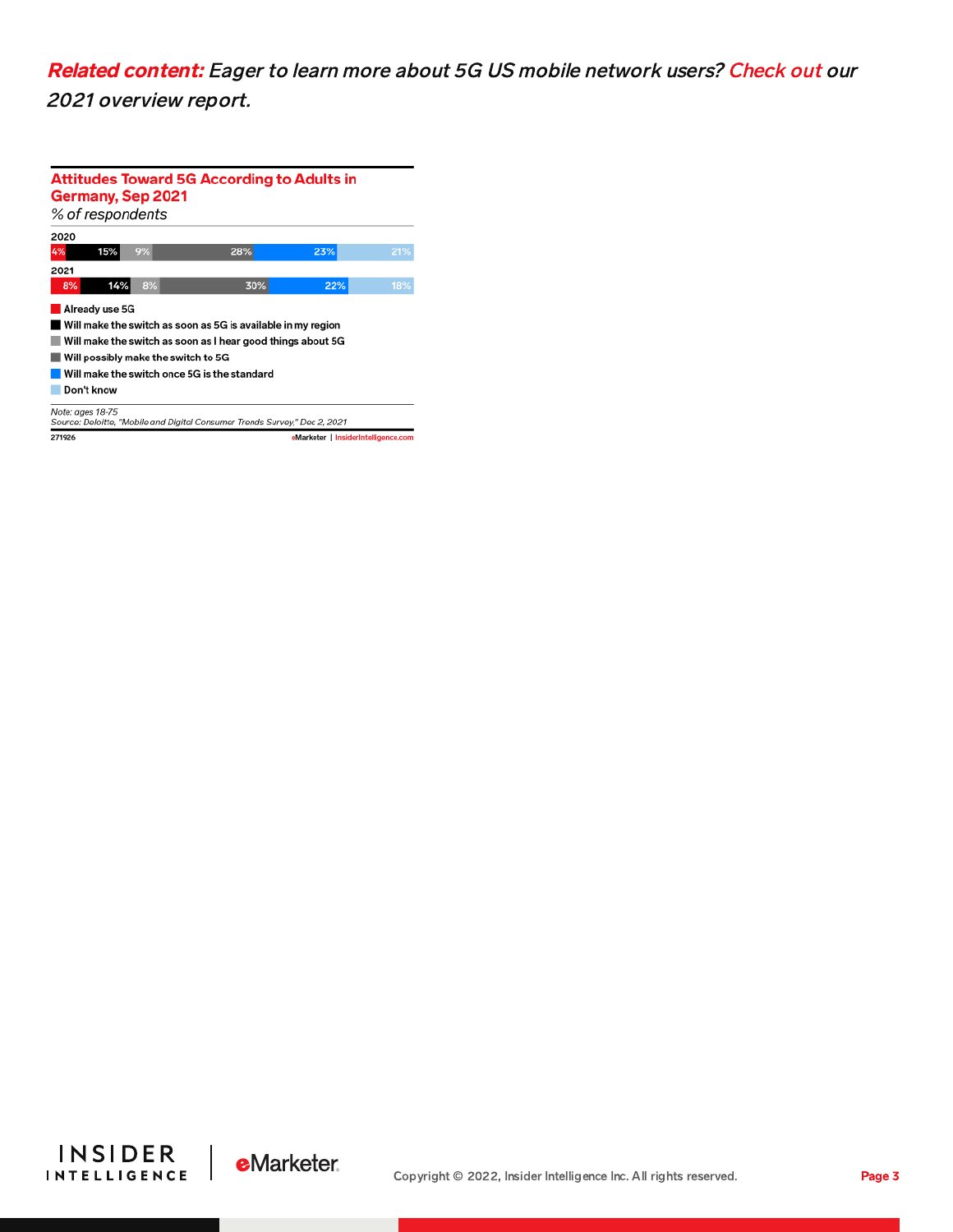***Related content:** Eager to learn more about 5G US mobile network users? Check out our 2021 overview report.*

**Attitudes Toward 5G According to Adults in Germany, Sep 2021**

*% of respondents*

2020

4% 15% 9% 28% 23% 21%

2021

8% 14% 8% 30% 22% 18%

- Already use 5G
- Will make the switch as soon as 5G is available in my region
- Will make the switch as soon as I hear good things about 5G
- Will possibly make the switch to 5G
- Will make the switch once 5G is the standard
- Don't know

*Note: ages 18-75*
*Source: Deloitte, "Mobile and Digital Consumer Trends Survey," Dec 2, 2021*

271926

eMarketer | InsiderIntelligence.com